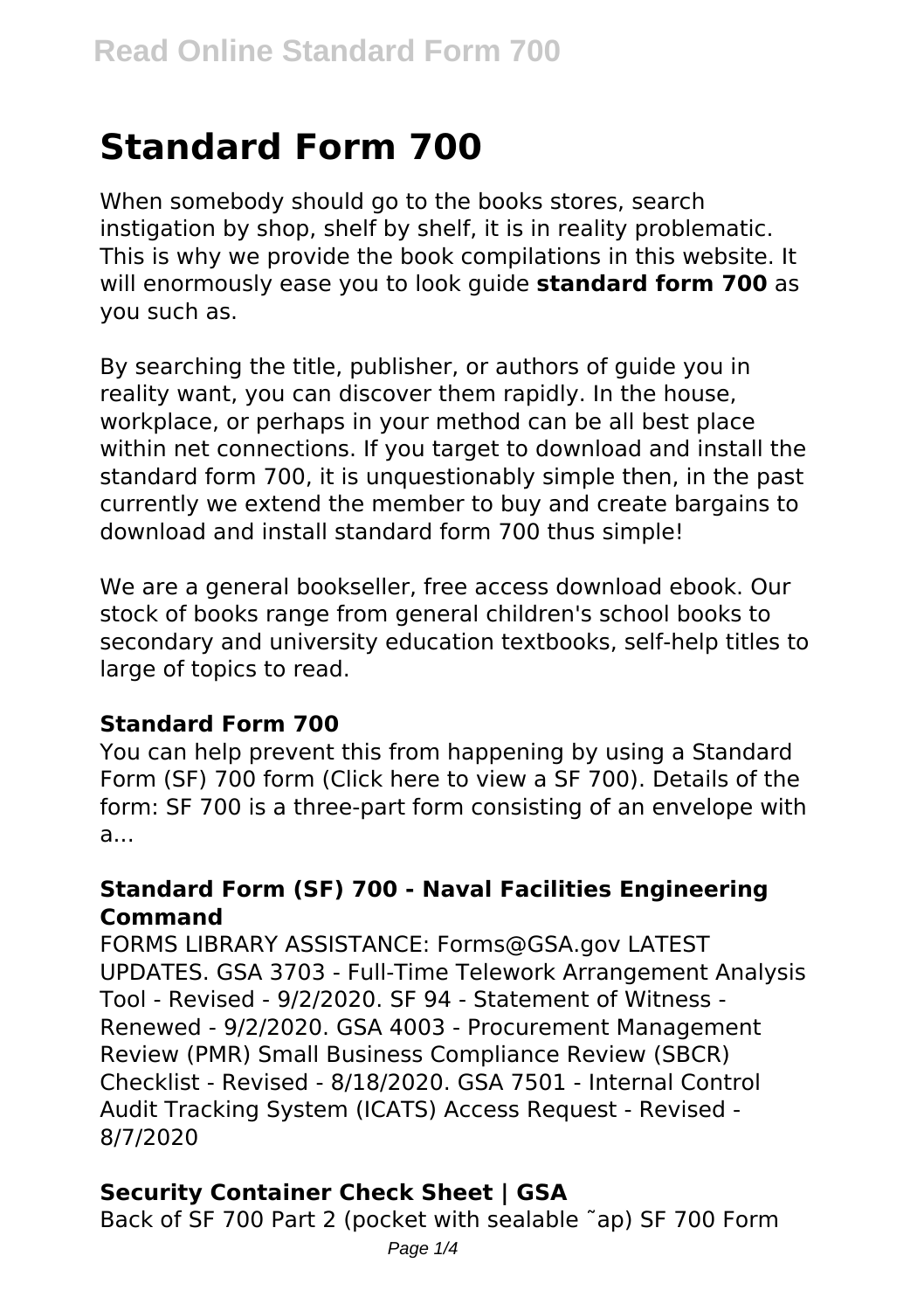# Standard Form 700

When somebody should go to the books stores, search instigation by shop, shelf by shelf, it is in reality problematic. This is why we provide the book compilations in this website. It will enormously ease you to look guide **standard form 700** as you such as.

By searching the title, publisher, or authors of guide you in reality want, you can discover them rapidly. In the house, workplace, or perhaps in your method can be all best place within net connections. If you target to download and install the standard form 700, it is unquestionably simple then, in the past currently we extend the member to buy and create bargains to download and install standard form 700 thus simple!

We are a general bookseller, free access download ebook. Our stock of books range from general children's school books to secondary and university education textbooks, self-help titles to large of topics to read.

### Standard Form 700

You can help prevent this from happening by using a Standard Form (SF) 700 form (Click here to view a SF 700). Details of the form: SF 700 is a three-part form consisting of an envelope with a...

### Standard Form (SF) 700 - Naval Facilities Engineering Command

FORMS LIBRARY ASSISTANCE: Forms@GSA.gov LATEST UPDATES. GSA 3703 - Full-Time Telework Arrangement Analysis Tool - Revised - 9/2/2020. SF 94 - Statement of Witness - Renewed - 9/2/2020. GSA 4003 - Procurement Management Review (PMR) Small Business Compliance Review (SBCR) Checklist - Revised - 8/18/2020. GSA 7501 - Internal Control Audit Tracking System (ICATS) Access Request - Revised - 8/7/2020

### Security Container Check Sheet | GSA

Back of SF 700 Part 2 (pocket with sealable ˜ap) SF 700 Form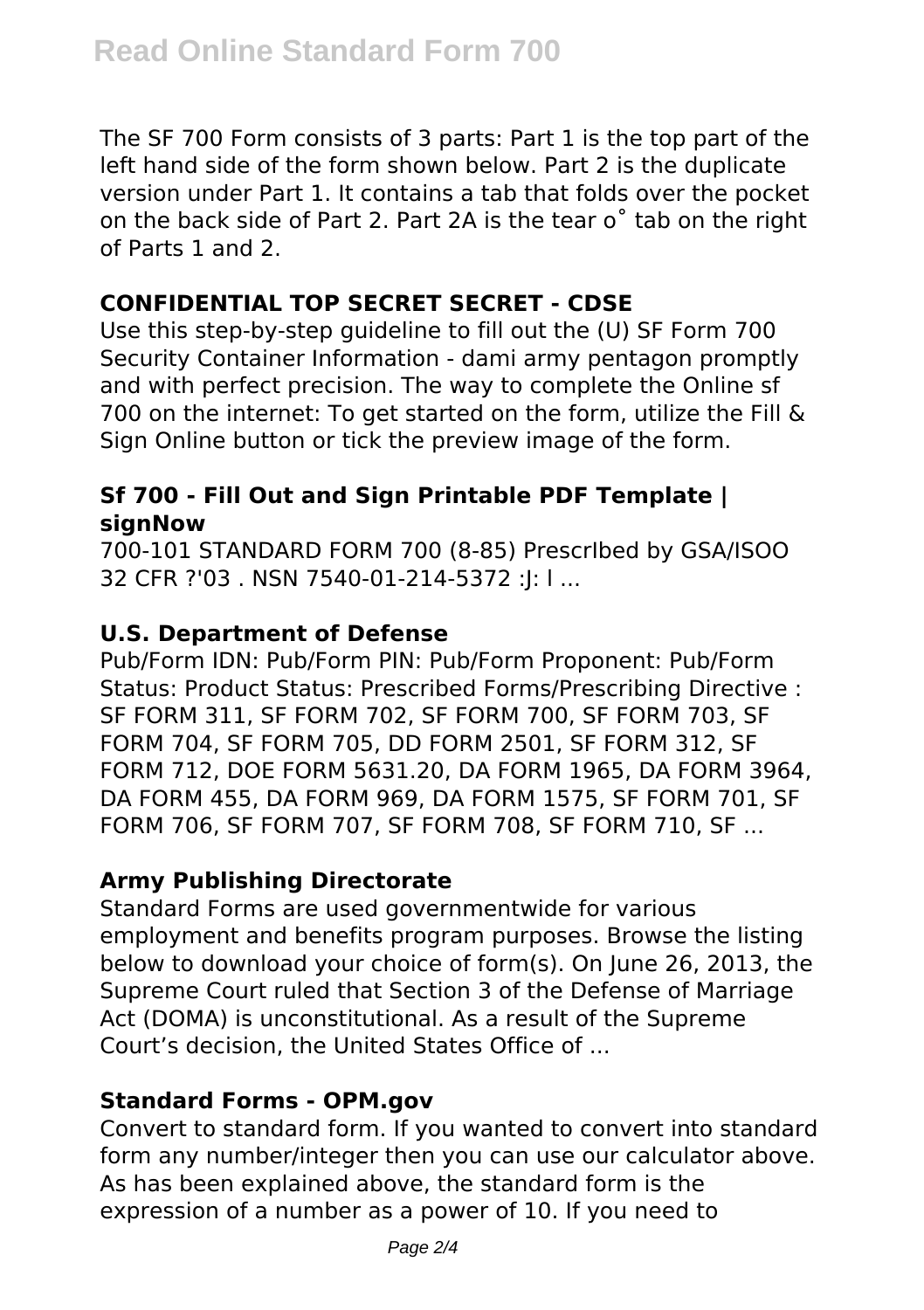The SF 700 Form consists of 3 parts: Part 1 is the top part of the left hand side of the form shown below. Part 2 is the duplicate version under Part 1. It contains a tab that folds over the pocket on the back side of Part 2. Part 2A is the tear o˚ tab on the right of Parts 1 and 2.

### CONFIDENTIAL TOP SECRET SECRET - CDSE

Use this step-by-step guideline to fill out the (U) SF Form 700 Security Container Information - dami army pentagon promptly and with perfect precision. The way to complete the Online sf 700 on the internet: To get started on the form, utilize the Fill & Sign Online button or tick the preview image of the form.

### Sf 700 - Fill Out and Sign Printable PDF Template | signNow

700-101 STANDARD FORM 700 (8-85) PrescrIbed by GSA/ISOO 32 CFR ?'03 . NSN 7540-01-214-5372 :J: l ...

### U.S. Department of Defense

Pub/Form IDN: Pub/Form PIN: Pub/Form Proponent: Pub/Form Status: Product Status: Prescribed Forms/Prescribing Directive : SF FORM 311, SF FORM 702, SF FORM 700, SF FORM 703, SF FORM 704, SF FORM 705, DD FORM 2501, SF FORM 312, SF FORM 712, DOE FORM 5631.20, DA FORM 1965, DA FORM 3964, DA FORM 455, DA FORM 969, DA FORM 1575, SF FORM 701, SF FORM 706, SF FORM 707, SF FORM 708, SF FORM 710, SF ...

### Army Publishing Directorate

Standard Forms are used governmentwide for various employment and benefits program purposes. Browse the listing below to download your choice of form(s). On June 26, 2013, the Supreme Court ruled that Section 3 of the Defense of Marriage Act (DOMA) is unconstitutional. As a result of the Supreme Court's decision, the United States Office of ...

### Standard Forms - OPM.gov

Convert to standard form. If you wanted to convert into standard form any number/integer then you can use our calculator above. As has been explained above, the standard form is the expression of a number as a power of 10. If you need to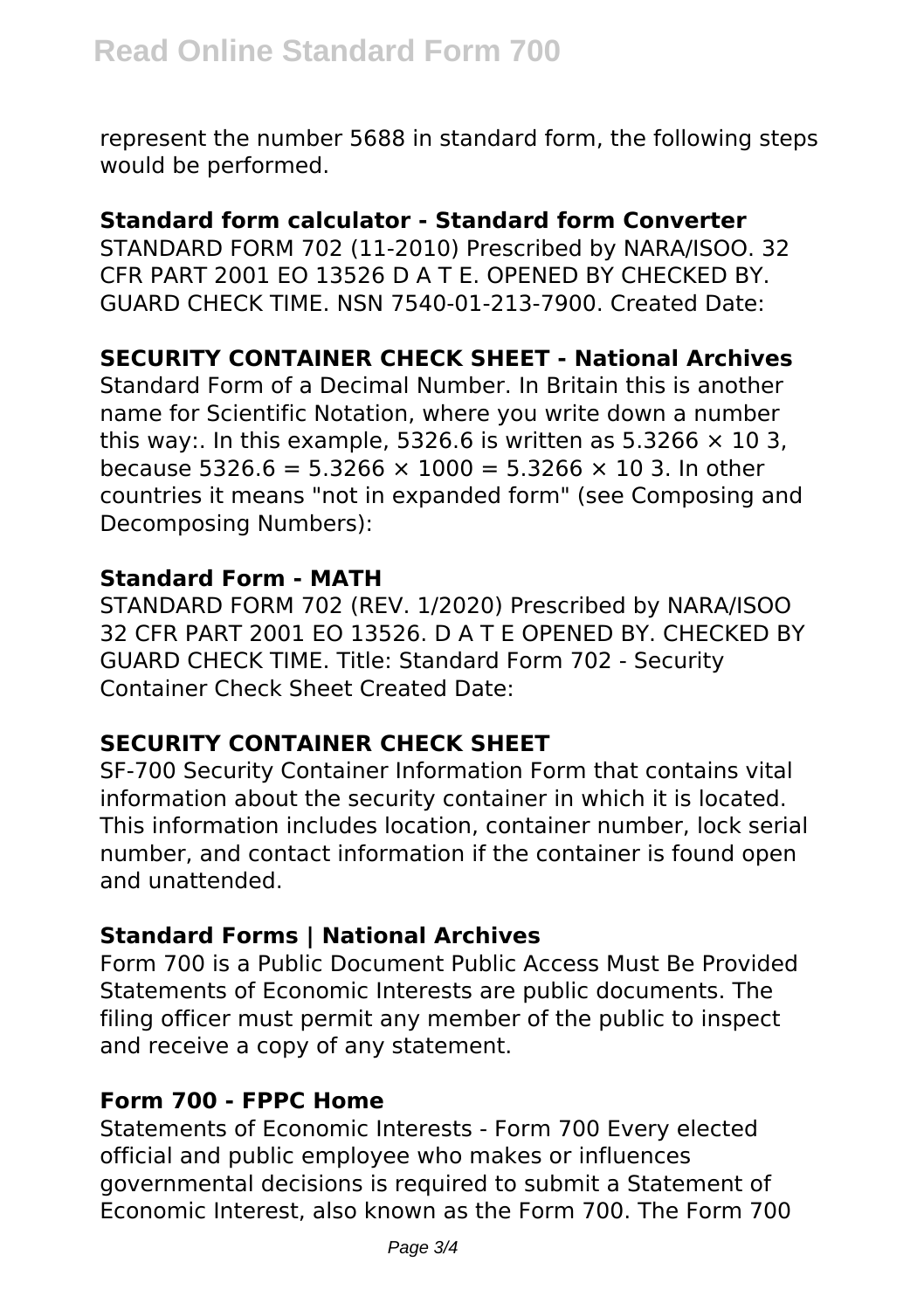represent the number 5688 in standard form, the following steps would be performed.

**Standard form calculator - Standard form Converter**

STANDARD FORM 702 (11-2010) Prescribed by NARA/ISOO. 32 CFR PART 2001 EO 13526 D A T E. OPENED BY CHECKED BY. GUARD CHECK TIME. NSN 7540-01-213-7900. Created Date:

**SECURITY CONTAINER CHECK SHEET - National Archives**

Standard Form of a Decimal Number. In Britain this is another name for Scientific Notation, where you write down a number this way:. In this example, 5326.6 is written as $5.3266 \times 10$ 3, because $5326.6 = 5.3266 \times 1000 = 5.3266 \times 10$ 3. In other countries it means "not in expanded form" (see Composing and Decomposing Numbers):

**Standard Form - MATH**

STANDARD FORM 702 (REV. 1/2020) Prescribed by NARA/ISOO 32 CFR PART 2001 EO 13526. D A T E OPENED BY. CHECKED BY GUARD CHECK TIME. Title: Standard Form 702 - Security Container Check Sheet Created Date:

**SECURITY CONTAINER CHECK SHEET**

SF-700 Security Container Information Form that contains vital information about the security container in which it is located. This information includes location, container number, lock serial number, and contact information if the container is found open and unattended.

**Standard Forms | National Archives**

Form 700 is a Public Document Public Access Must Be Provided Statements of Economic Interests are public documents. The filing officer must permit any member of the public to inspect and receive a copy of any statement.

**Form 700 - FPPC Home**

Statements of Economic Interests - Form 700 Every elected official and public employee who makes or influences governmental decisions is required to submit a Statement of Economic Interest, also known as the Form 700. The Form 700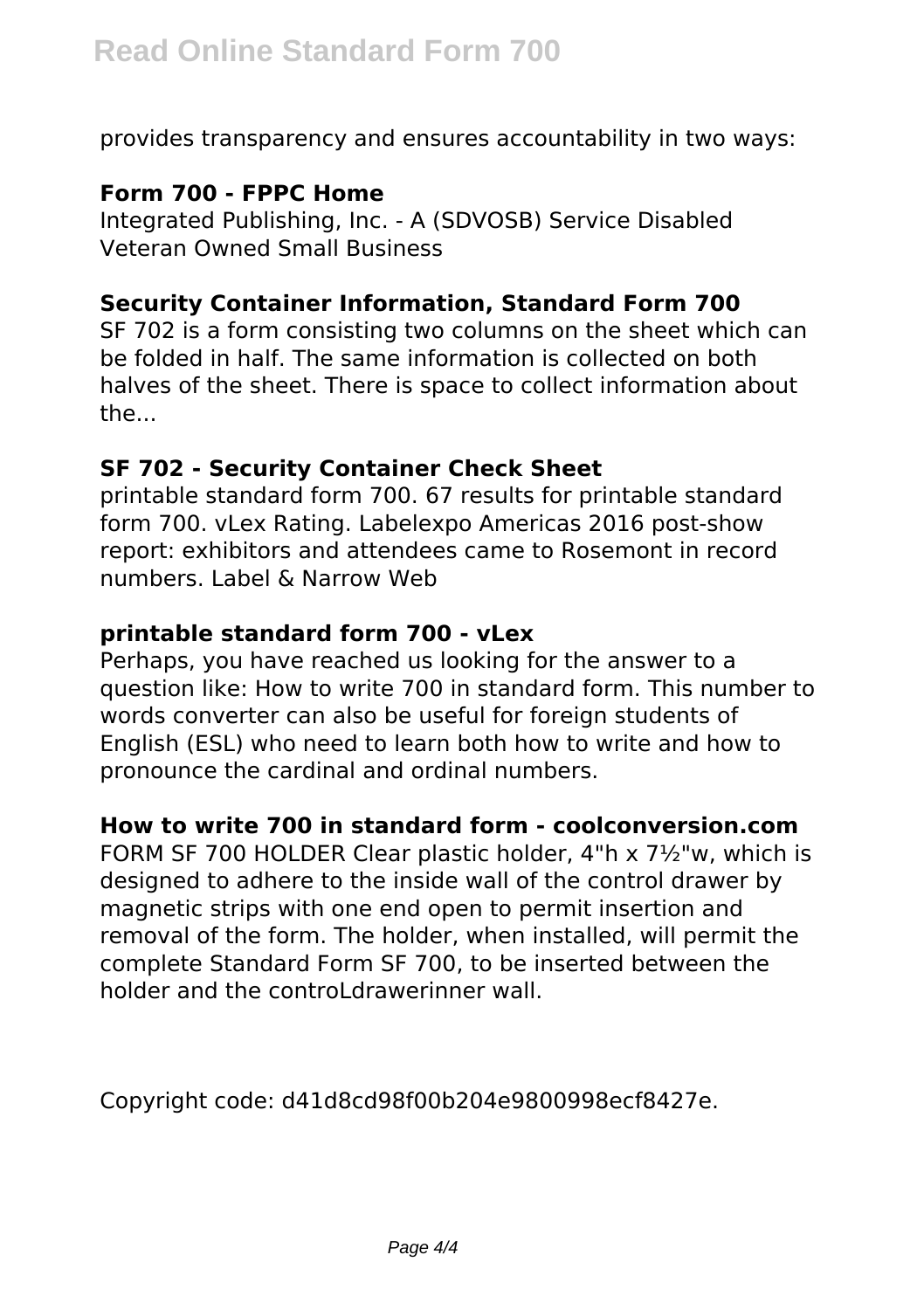provides transparency and ensures accountability in two ways:

**Form 700 - FPPC Home**

Integrated Publishing, Inc. - A (SDVOSB) Service Disabled Veteran Owned Small Business

**Security Container Information, Standard Form 700**

SF 702 is a form consisting two columns on the sheet which can be folded in half. The same information is collected on both halves of the sheet. There is space to collect information about the...

**SF 702 - Security Container Check Sheet**

printable standard form 700. 67 results for printable standard form 700. vLex Rating. Labelexpo Americas 2016 post-show report: exhibitors and attendees came to Rosemont in record numbers. Label & Narrow Web

**printable standard form 700 - vLex**

Perhaps, you have reached us looking for the answer to a question like: How to write 700 in standard form. This number to words converter can also be useful for foreign students of English (ESL) who need to learn both how to write and how to pronounce the cardinal and ordinal numbers.

**How to write 700 in standard form - coolconversion.com**

FORM SF 700 HOLDER Clear plastic holder, 4"h x 7½"w, which is designed to adhere to the inside wall of the control drawer by magnetic strips with one end open to permit insertion and removal of the form. The holder, when installed, will permit the complete Standard Form SF 700, to be inserted between the holder and the controLdrawerinner wall.

Copyright code: d41d8cd98f00b204e9800998ecf8427e.